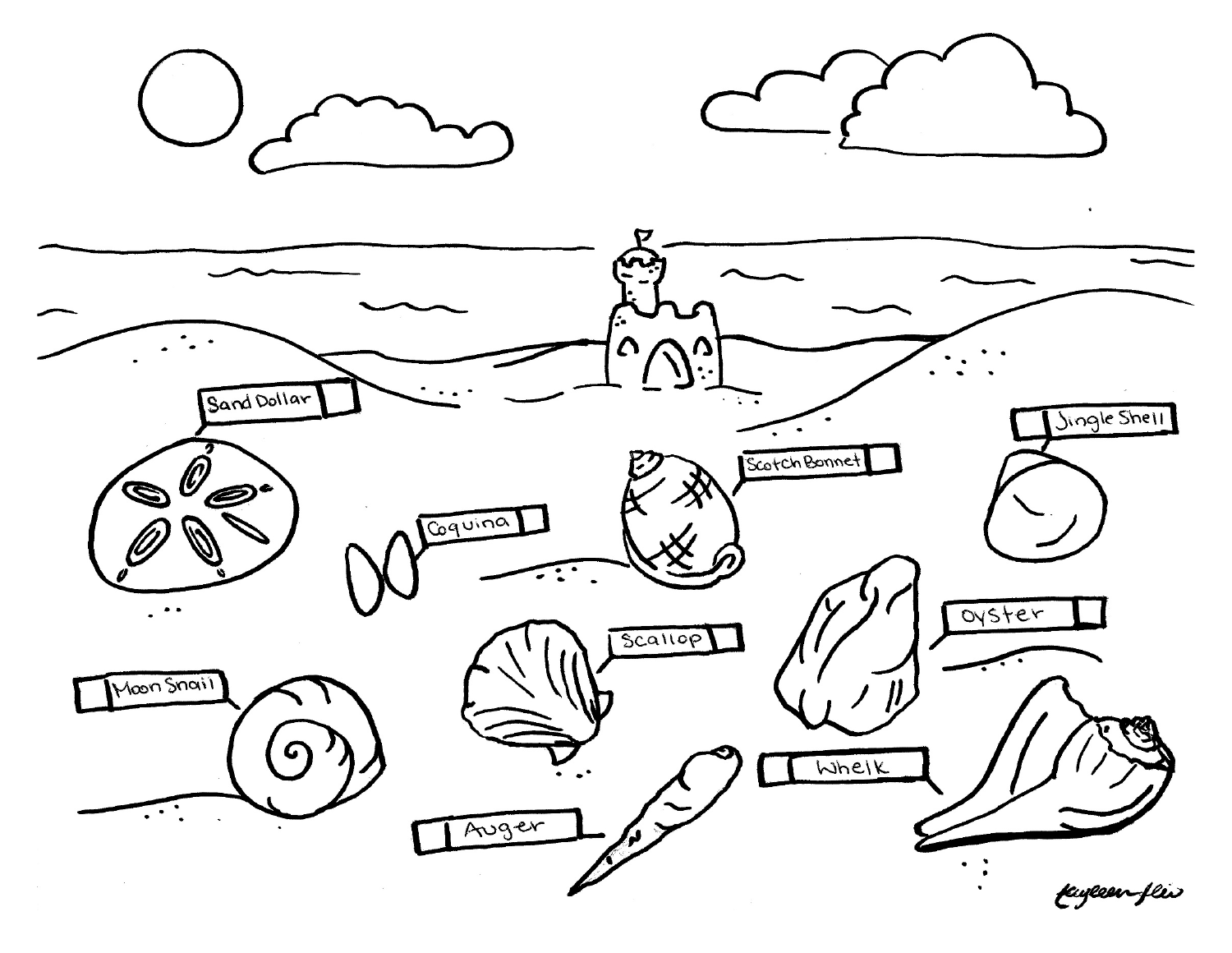Sand Dollar

Coquina

Scotch Bonnet

Jingle Shell

Scallop

Oyster

Moon Snail

Whelk

Auger

kayleen flio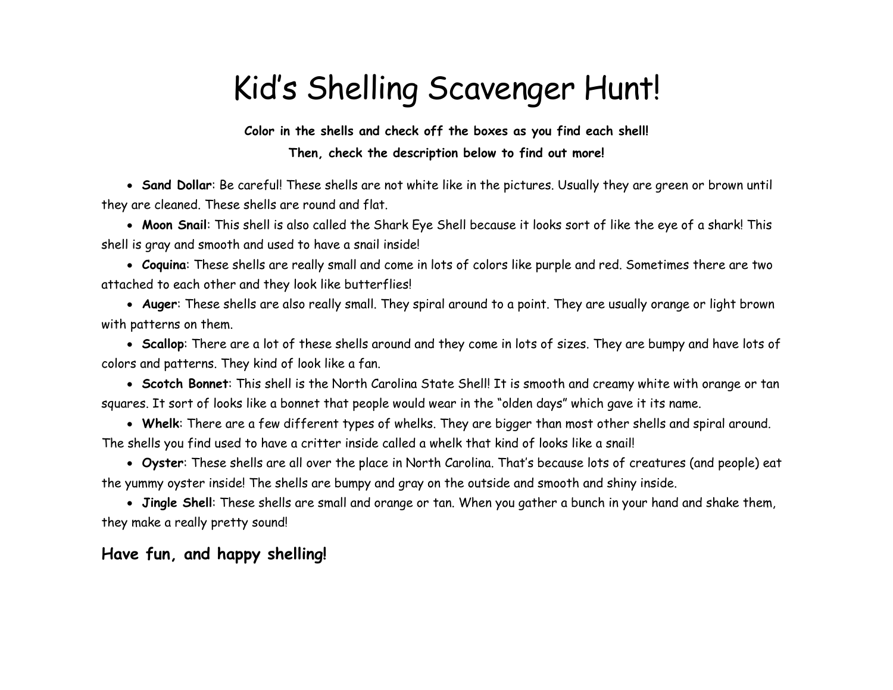# Kid’s Shelling Scavenger Hunt!

**Color in the shells and check off the boxes as you find each shell!**

**Then, check the description below to find out more!**

- **Sand Dollar**: Be careful! These shells are not white like in the pictures. Usually they are green or brown until they are cleaned. These shells are round and flat.
- **Moon Snail**: This shell is also called the Shark Eye Shell because it looks sort of like the eye of a shark! This shell is gray and smooth and used to have a snail inside!
- **Coquina**: These shells are really small and come in lots of colors like purple and red. Sometimes there are two attached to each other and they look like butterflies!
- **Auger**: These shells are also really small. They spiral around to a point. They are usually orange or light brown with patterns on them.
- **Scallop**: There are a lot of these shells around and they come in lots of sizes. They are bumpy and have lots of colors and patterns. They kind of look like a fan.
- **Scotch Bonnet**: This shell is the North Carolina State Shell! It is smooth and creamy white with orange or tan squares. It sort of looks like a bonnet that people would wear in the “olden days” which gave it its name.
- **Whelk**: There are a few different types of whelks. They are bigger than most other shells and spiral around. The shells you find used to have a critter inside called a whelk that kind of looks like a snail!
- **Oyster**: These shells are all over the place in North Carolina. That’s because lots of creatures (and people) eat the yummy oyster inside! The shells are bumpy and gray on the outside and smooth and shiny inside.
- **Jingle Shell**: These shells are small and orange or tan. When you gather a bunch in your hand and shake them, they make a really pretty sound!

**Have fun, and happy shelling!**